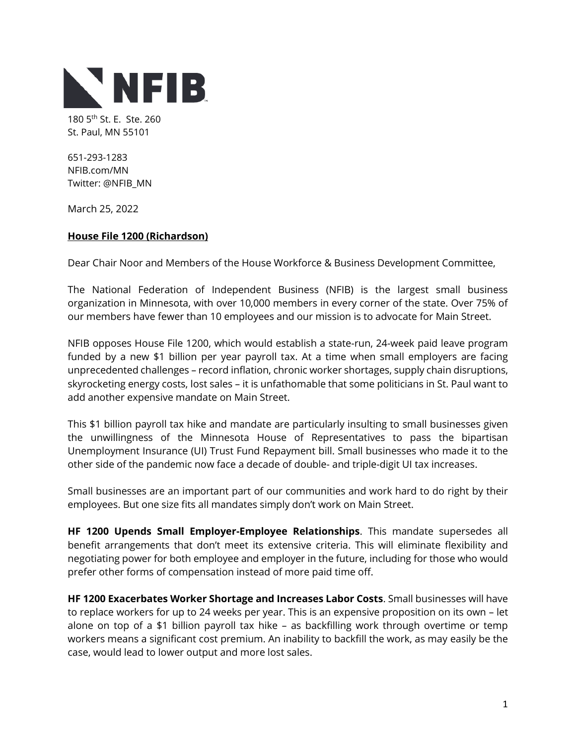NFIB

180 5th St. E. Ste. 260
St. Paul, MN 55101

651-293-1283
NFIB.com/MN
Twitter: @NFIB_MN

March 25, 2022

**House File 1200 (Richardson)**

Dear Chair Noor and Members of the House Workforce & Business Development Committee,

The National Federation of Independent Business (NFIB) is the largest small business organization in Minnesota, with over 10,000 members in every corner of the state. Over 75% of our members have fewer than 10 employees and our mission is to advocate for Main Street.

NFIB opposes House File 1200, which would establish a state-run, 24-week paid leave program funded by a new $1 billion per year payroll tax. At a time when small employers are facing unprecedented challenges – record inflation, chronic worker shortages, supply chain disruptions, skyrocketing energy costs, lost sales – it is unfathomable that some politicians in St. Paul want to add another expensive mandate on Main Street.

This $1 billion payroll tax hike and mandate are particularly insulting to small businesses given the unwillingness of the Minnesota House of Representatives to pass the bipartisan Unemployment Insurance (UI) Trust Fund Repayment bill. Small businesses who made it to the other side of the pandemic now face a decade of double- and triple-digit UI tax increases.

Small businesses are an important part of our communities and work hard to do right by their employees. But one size fits all mandates simply don't work on Main Street.

**HF 1200 Upends Small Employer-Employee Relationships**. This mandate supersedes all benefit arrangements that don't meet its extensive criteria. This will eliminate flexibility and negotiating power for both employee and employer in the future, including for those who would prefer other forms of compensation instead of more paid time off.

**HF 1200 Exacerbates Worker Shortage and Increases Labor Costs**. Small businesses will have to replace workers for up to 24 weeks per year. This is an expensive proposition on its own – let alone on top of a $1 billion payroll tax hike – as backfilling work through overtime or temp workers means a significant cost premium. An inability to backfill the work, as may easily be the case, would lead to lower output and more lost sales.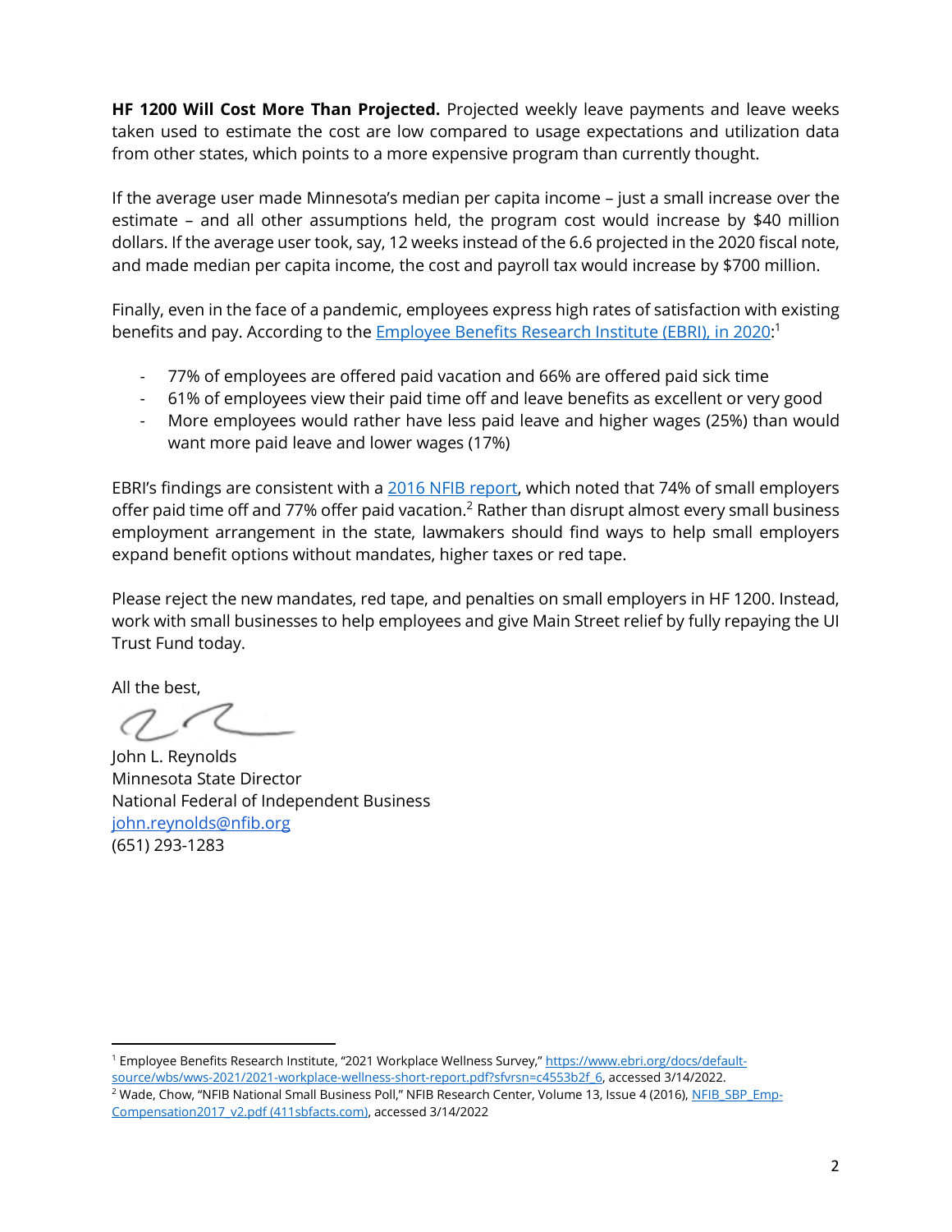**HF 1200 Will Cost More Than Projected.** Projected weekly leave payments and leave weeks taken used to estimate the cost are low compared to usage expectations and utilization data from other states, which points to a more expensive program than currently thought.

If the average user made Minnesota's median per capita income – just a small increase over the estimate – and all other assumptions held, the program cost would increase by $40 million dollars. If the average user took, say, 12 weeks instead of the 6.6 projected in the 2020 fiscal note, and made median per capita income, the cost and payroll tax would increase by $700 million.

Finally, even in the face of a pandemic, employees express high rates of satisfaction with existing benefits and pay. According to the [Employee Benefits Research Institute (EBRI), in 2020](https://www.ebri.org/docs/default-source/wbs/wws-2021/2021-workplace-wellness-short-report.pdf?sfvrsn=c4553b2f_6):[1]

- 77% of employees are offered paid vacation and 66% are offered paid sick time
- 61% of employees view their paid time off and leave benefits as excellent or very good
- More employees would rather have less paid leave and higher wages (25%) than would want more paid leave and lower wages (17%)

EBRI's findings are consistent with a [2016 NFIB report](NFIB_SBP_Emp-Compensation2017_v2.pdf), which noted that 74% of small employers offer paid time off and 77% offer paid vacation.[2] Rather than disrupt almost every small business employment arrangement in the state, lawmakers should find ways to help small employers expand benefit options without mandates, higher taxes or red tape.

Please reject the new mandates, red tape, and penalties on small employers in HF 1200. Instead, work with small businesses to help employees and give Main Street relief by fully repaying the UI Trust Fund today.

All the best,

John L. Reynolds
Minnesota State Director
National Federal of Independent Business
john.reynolds@nfib.org
(651) 293-1283

---

[1] Employee Benefits Research Institute, "2021 Workplace Wellness Survey," https://www.ebri.org/docs/default-source/wbs/wws-2021/2021-workplace-wellness-short-report.pdf?sfvrsn=c4553b2f_6, accessed 3/14/2022.

[2] Wade, Chow, "NFIB National Small Business Poll," NFIB Research Center, Volume 13, Issue 4 (2016), NFIB_SBP_Emp-Compensation2017_v2.pdf (411sbfacts.com), accessed 3/14/2022